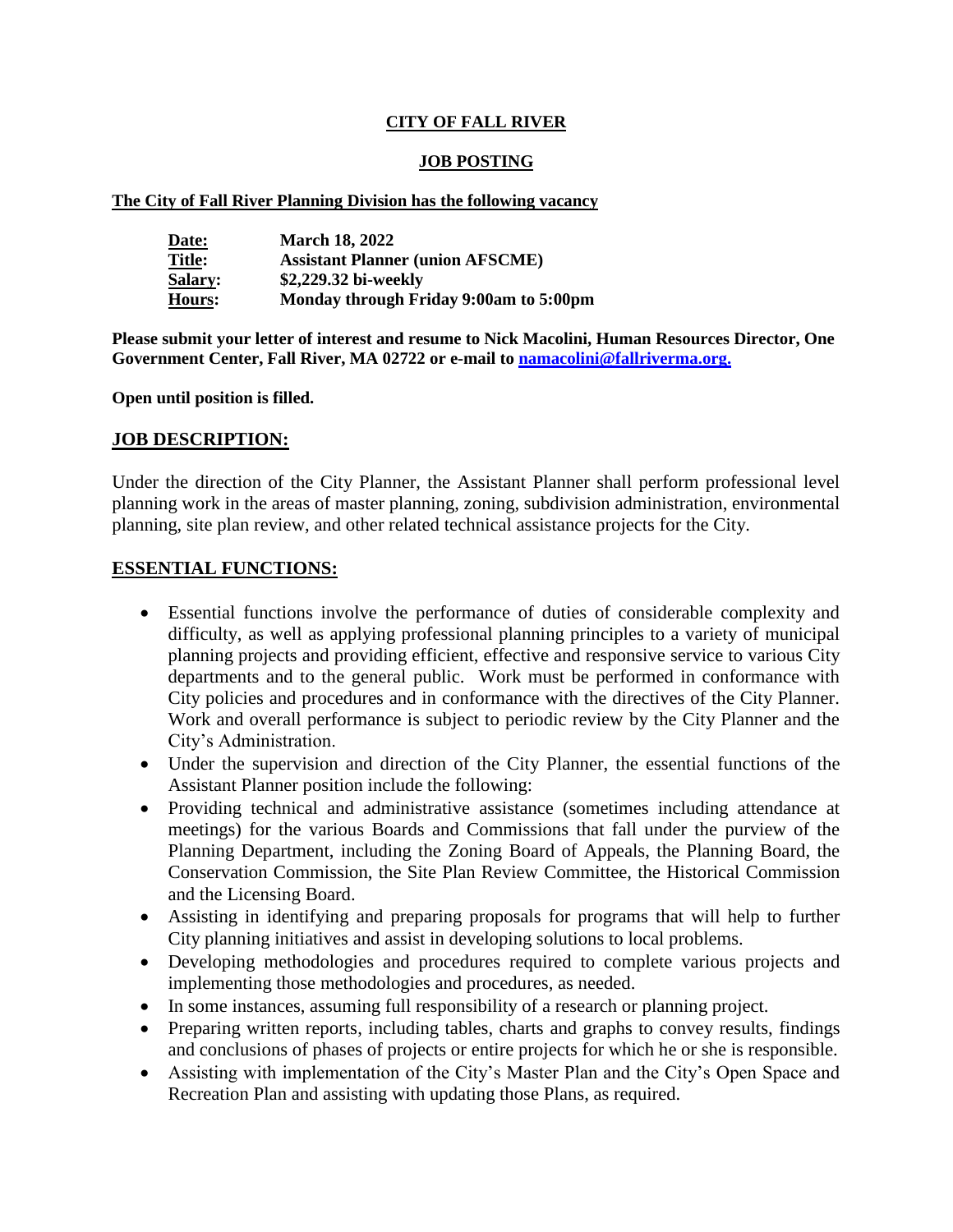# CITY OF FALL RIVER

## JOB POSTING

**The City of Fall River Planning Division has the following vacancy**

| | |
|---|---|
| **Date:** | **March 18, 2022** |
| **Title:** | **Assistant Planner (union AFSCME)** |
| **Salary:** | **$2,229.32 bi-weekly** |
| **Hours:** | **Monday through Friday 9:00am to 5:00pm** |

**Please submit your letter of interest and resume to Nick Macolini, Human Resources Director, One Government Center, Fall River, MA 02722 or e-mail to [namacolini@fallriverma.org.](mailto:namacolini@fallriverma.org)**

**Open until position is filled.**

## JOB DESCRIPTION:

Under the direction of the City Planner, the Assistant Planner shall perform professional level planning work in the areas of master planning, zoning, subdivision administration, environmental planning, site plan review, and other related technical assistance projects for the City.

## ESSENTIAL FUNCTIONS:

- Essential functions involve the performance of duties of considerable complexity and difficulty, as well as applying professional planning principles to a variety of municipal planning projects and providing efficient, effective and responsive service to various City departments and to the general public. Work must be performed in conformance with City policies and procedures and in conformance with the directives of the City Planner. Work and overall performance is subject to periodic review by the City Planner and the City's Administration.
- Under the supervision and direction of the City Planner, the essential functions of the Assistant Planner position include the following:
- Providing technical and administrative assistance (sometimes including attendance at meetings) for the various Boards and Commissions that fall under the purview of the Planning Department, including the Zoning Board of Appeals, the Planning Board, the Conservation Commission, the Site Plan Review Committee, the Historical Commission and the Licensing Board.
- Assisting in identifying and preparing proposals for programs that will help to further City planning initiatives and assist in developing solutions to local problems.
- Developing methodologies and procedures required to complete various projects and implementing those methodologies and procedures, as needed.
- In some instances, assuming full responsibility of a research or planning project.
- Preparing written reports, including tables, charts and graphs to convey results, findings and conclusions of phases of projects or entire projects for which he or she is responsible.
- Assisting with implementation of the City's Master Plan and the City's Open Space and Recreation Plan and assisting with updating those Plans, as required.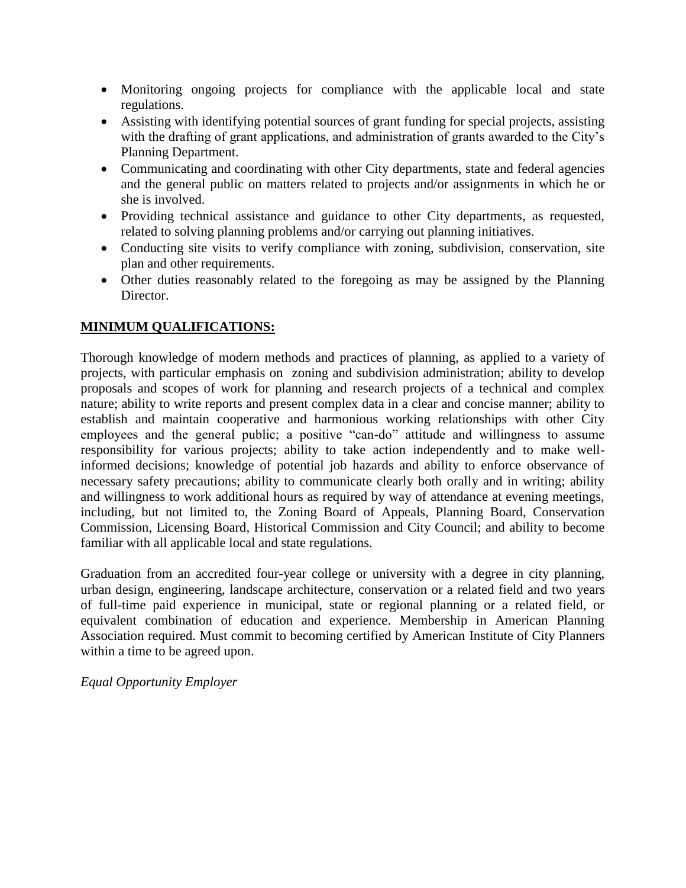- Monitoring ongoing projects for compliance with the applicable local and state regulations.
- Assisting with identifying potential sources of grant funding for special projects, assisting with the drafting of grant applications, and administration of grants awarded to the City's Planning Department.
- Communicating and coordinating with other City departments, state and federal agencies and the general public on matters related to projects and/or assignments in which he or she is involved.
- Providing technical assistance and guidance to other City departments, as requested, related to solving planning problems and/or carrying out planning initiatives.
- Conducting site visits to verify compliance with zoning, subdivision, conservation, site plan and other requirements.
- Other duties reasonably related to the foregoing as may be assigned by the Planning Director.

**MINIMUM QUALIFICATIONS:**

Thorough knowledge of modern methods and practices of planning, as applied to a variety of projects, with particular emphasis on zoning and subdivision administration; ability to develop proposals and scopes of work for planning and research projects of a technical and complex nature; ability to write reports and present complex data in a clear and concise manner; ability to establish and maintain cooperative and harmonious working relationships with other City employees and the general public; a positive "can-do" attitude and willingness to assume responsibility for various projects; ability to take action independently and to make well-informed decisions; knowledge of potential job hazards and ability to enforce observance of necessary safety precautions; ability to communicate clearly both orally and in writing; ability and willingness to work additional hours as required by way of attendance at evening meetings, including, but not limited to, the Zoning Board of Appeals, Planning Board, Conservation Commission, Licensing Board, Historical Commission and City Council; and ability to become familiar with all applicable local and state regulations.

Graduation from an accredited four-year college or university with a degree in city planning, urban design, engineering, landscape architecture, conservation or a related field and two years of full-time paid experience in municipal, state or regional planning or a related field, or equivalent combination of education and experience. Membership in American Planning Association required. Must commit to becoming certified by American Institute of City Planners within a time to be agreed upon.

*Equal Opportunity Employer*